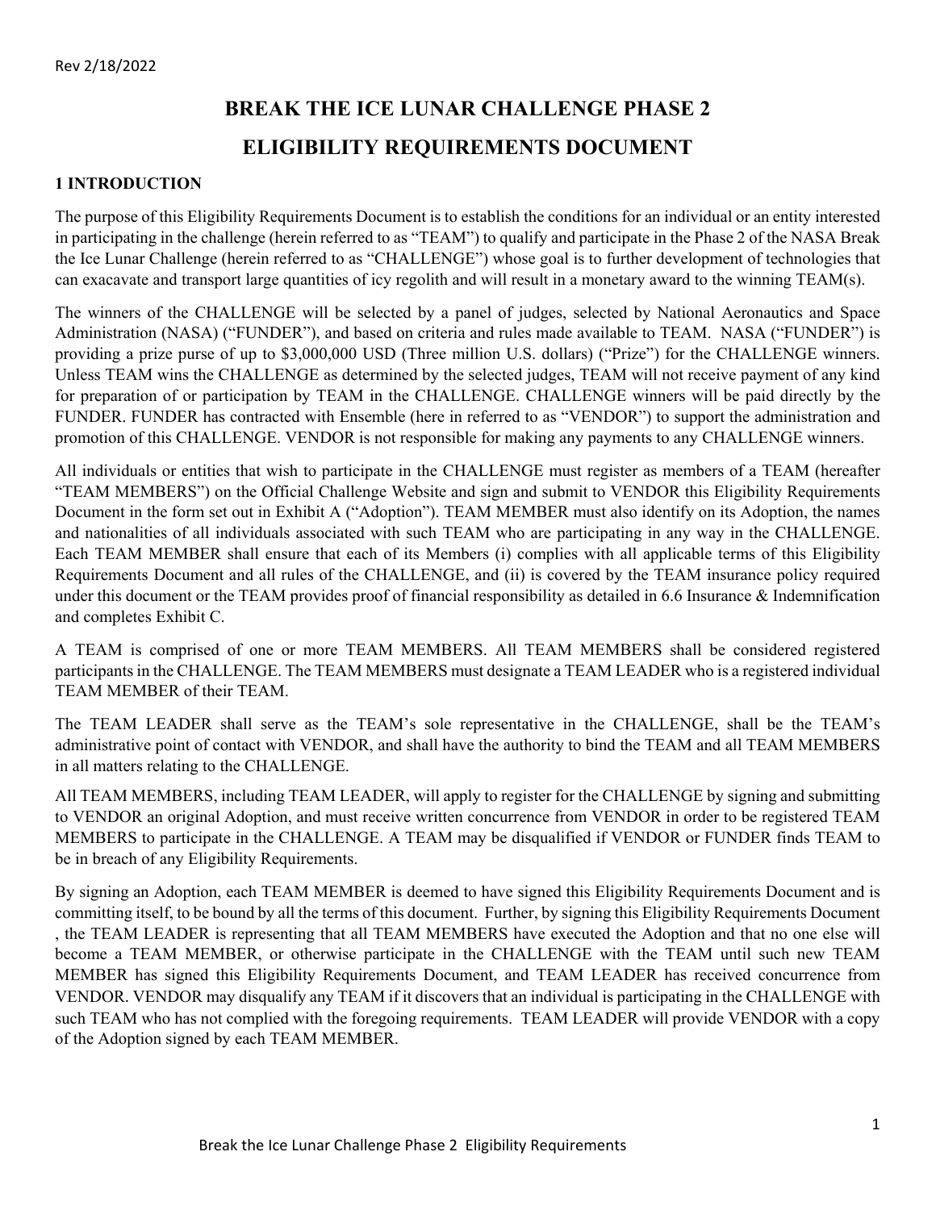Rev 2/18/2022

# BREAK THE ICE LUNAR CHALLENGE PHASE 2

# ELIGIBILITY REQUIREMENTS DOCUMENT

## 1 INTRODUCTION

The purpose of this Eligibility Requirements Document is to establish the conditions for an individual or an entity interested in participating in the challenge (herein referred to as "TEAM") to qualify and participate in the Phase 2 of the NASA Break the Ice Lunar Challenge (herein referred to as "CHALLENGE") whose goal is to further development of technologies that can exacavate and transport large quantities of icy regolith and will result in a monetary award to the winning TEAM(s).

The winners of the CHALLENGE will be selected by a panel of judges, selected by National Aeronautics and Space Administration (NASA) ("FUNDER"), and based on criteria and rules made available to TEAM. NASA ("FUNDER") is providing a prize purse of up to $3,000,000 USD (Three million U.S. dollars) ("Prize") for the CHALLENGE winners. Unless TEAM wins the CHALLENGE as determined by the selected judges, TEAM will not receive payment of any kind for preparation of or participation by TEAM in the CHALLENGE. CHALLENGE winners will be paid directly by the FUNDER. FUNDER has contracted with Ensemble (here in referred to as "VENDOR") to support the administration and promotion of this CHALLENGE. VENDOR is not responsible for making any payments to any CHALLENGE winners.

All individuals or entities that wish to participate in the CHALLENGE must register as members of a TEAM (hereafter "TEAM MEMBERS") on the Official Challenge Website and sign and submit to VENDOR this Eligibility Requirements Document in the form set out in Exhibit A ("Adoption"). TEAM MEMBER must also identify on its Adoption, the names and nationalities of all individuals associated with such TEAM who are participating in any way in the CHALLENGE. Each TEAM MEMBER shall ensure that each of its Members (i) complies with all applicable terms of this Eligibility Requirements Document and all rules of the CHALLENGE, and (ii) is covered by the TEAM insurance policy required under this document or the TEAM provides proof of financial responsibility as detailed in 6.6 Insurance & Indemnification and completes Exhibit C.

A TEAM is comprised of one or more TEAM MEMBERS. All TEAM MEMBERS shall be considered registered participants in the CHALLENGE. The TEAM MEMBERS must designate a TEAM LEADER who is a registered individual TEAM MEMBER of their TEAM.

The TEAM LEADER shall serve as the TEAM's sole representative in the CHALLENGE, shall be the TEAM's administrative point of contact with VENDOR, and shall have the authority to bind the TEAM and all TEAM MEMBERS in all matters relating to the CHALLENGE.

All TEAM MEMBERS, including TEAM LEADER, will apply to register for the CHALLENGE by signing and submitting to VENDOR an original Adoption, and must receive written concurrence from VENDOR in order to be registered TEAM MEMBERS to participate in the CHALLENGE. A TEAM may be disqualified if VENDOR or FUNDER finds TEAM to be in breach of any Eligibility Requirements.

By signing an Adoption, each TEAM MEMBER is deemed to have signed this Eligibility Requirements Document and is committing itself, to be bound by all the terms of this document. Further, by signing this Eligibility Requirements Document , the TEAM LEADER is representing that all TEAM MEMBERS have executed the Adoption and that no one else will become a TEAM MEMBER, or otherwise participate in the CHALLENGE with the TEAM until such new TEAM MEMBER has signed this Eligibility Requirements Document, and TEAM LEADER has received concurrence from VENDOR. VENDOR may disqualify any TEAM if it discovers that an individual is participating in the CHALLENGE with such TEAM who has not complied with the foregoing requirements. TEAM LEADER will provide VENDOR with a copy of the Adoption signed by each TEAM MEMBER.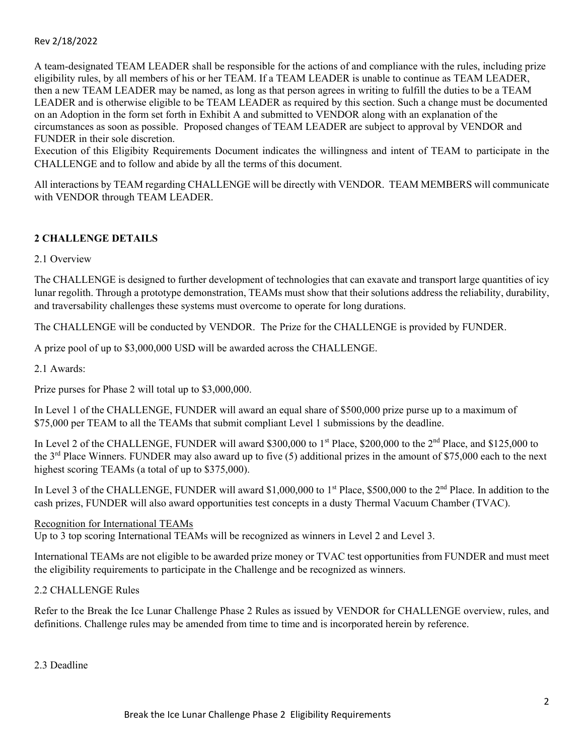A team-designated TEAM LEADER shall be responsible for the actions of and compliance with the rules, including prize eligibility rules, by all members of his or her TEAM. If a TEAM LEADER is unable to continue as TEAM LEADER, then a new TEAM LEADER may be named, as long as that person agrees in writing to fulfill the duties to be a TEAM LEADER and is otherwise eligible to be TEAM LEADER as required by this section. Such a change must be documented on an Adoption in the form set forth in Exhibit A and submitted to VENDOR along with an explanation of the circumstances as soon as possible. Proposed changes of TEAM LEADER are subject to approval by VENDOR and FUNDER in their sole discretion.
Execution of this Eligibity Requirements Document indicates the willingness and intent of TEAM to participate in the CHALLENGE and to follow and abide by all the terms of this document.

All interactions by TEAM regarding CHALLENGE will be directly with VENDOR. TEAM MEMBERS will communicate with VENDOR through TEAM LEADER.

## 2 CHALLENGE DETAILS

2.1 Overview

The CHALLENGE is designed to further development of technologies that can exavate and transport large quantities of icy lunar regolith. Through a prototype demonstration, TEAMs must show that their solutions address the reliability, durability, and traversability challenges these systems must overcome to operate for long durations.

The CHALLENGE will be conducted by VENDOR. The Prize for the CHALLENGE is provided by FUNDER.

A prize pool of up to $3,000,000 USD will be awarded across the CHALLENGE.

2.1 Awards:

Prize purses for Phase 2 will total up to $3,000,000.

In Level 1 of the CHALLENGE, FUNDER will award an equal share of $500,000 prize purse up to a maximum of $75,000 per TEAM to all the TEAMs that submit compliant Level 1 submissions by the deadline.

In Level 2 of the CHALLENGE, FUNDER will award $300,000 to 1st Place, $200,000 to the 2nd Place, and $125,000 to the 3rd Place Winners. FUNDER may also award up to five (5) additional prizes in the amount of $75,000 each to the next highest scoring TEAMs (a total of up to $375,000).

In Level 3 of the CHALLENGE, FUNDER will award $1,000,000 to 1st Place, $500,000 to the 2nd Place. In addition to the cash prizes, FUNDER will also award opportunities test concepts in a dusty Thermal Vacuum Chamber (TVAC).

Recognition for International TEAMs
Up to 3 top scoring International TEAMs will be recognized as winners in Level 2 and Level 3.

International TEAMs are not eligible to be awarded prize money or TVAC test opportunities from FUNDER and must meet the eligibility requirements to participate in the Challenge and be recognized as winners.

2.2 CHALLENGE Rules

Refer to the Break the Ice Lunar Challenge Phase 2 Rules as issued by VENDOR for CHALLENGE overview, rules, and definitions. Challenge rules may be amended from time to time and is incorporated herein by reference.

2.3 Deadline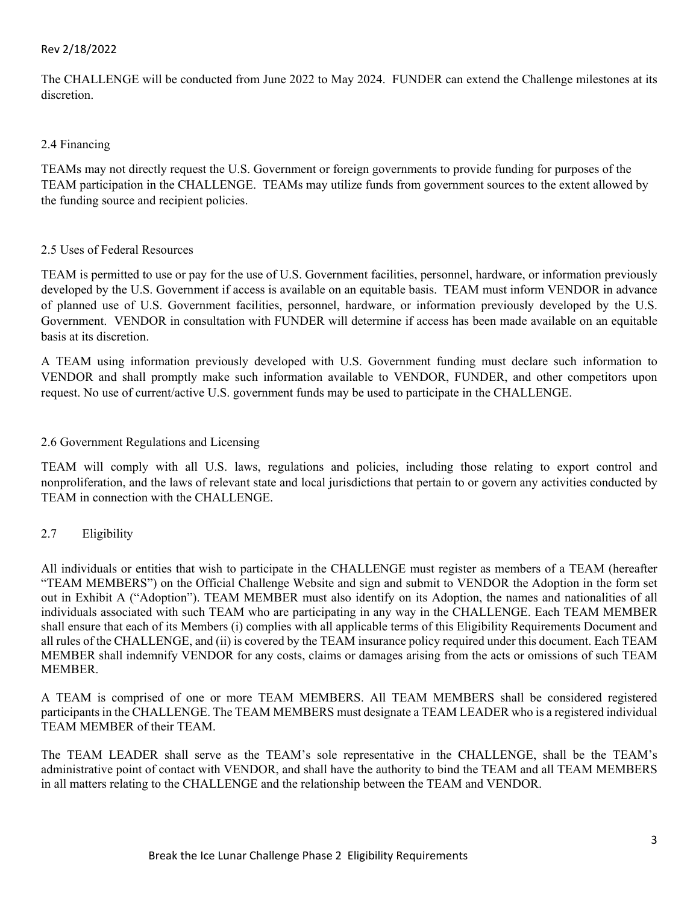The CHALLENGE will be conducted from June 2022 to May 2024. FUNDER can extend the Challenge milestones at its discretion.

## 2.4 Financing

TEAMs may not directly request the U.S. Government or foreign governments to provide funding for purposes of the TEAM participation in the CHALLENGE. TEAMs may utilize funds from government sources to the extent allowed by the funding source and recipient policies.

## 2.5 Uses of Federal Resources

TEAM is permitted to use or pay for the use of U.S. Government facilities, personnel, hardware, or information previously developed by the U.S. Government if access is available on an equitable basis. TEAM must inform VENDOR in advance of planned use of U.S. Government facilities, personnel, hardware, or information previously developed by the U.S. Government. VENDOR in consultation with FUNDER will determine if access has been made available on an equitable basis at its discretion.

A TEAM using information previously developed with U.S. Government funding must declare such information to VENDOR and shall promptly make such information available to VENDOR, FUNDER, and other competitors upon request. No use of current/active U.S. government funds may be used to participate in the CHALLENGE.

## 2.6 Government Regulations and Licensing

TEAM will comply with all U.S. laws, regulations and policies, including those relating to export control and nonproliferation, and the laws of relevant state and local jurisdictions that pertain to or govern any activities conducted by TEAM in connection with the CHALLENGE.

## 2.7 Eligibility

All individuals or entities that wish to participate in the CHALLENGE must register as members of a TEAM (hereafter "TEAM MEMBERS") on the Official Challenge Website and sign and submit to VENDOR the Adoption in the form set out in Exhibit A ("Adoption"). TEAM MEMBER must also identify on its Adoption, the names and nationalities of all individuals associated with such TEAM who are participating in any way in the CHALLENGE. Each TEAM MEMBER shall ensure that each of its Members (i) complies with all applicable terms of this Eligibility Requirements Document and all rules of the CHALLENGE, and (ii) is covered by the TEAM insurance policy required under this document. Each TEAM MEMBER shall indemnify VENDOR for any costs, claims or damages arising from the acts or omissions of such TEAM MEMBER.

A TEAM is comprised of one or more TEAM MEMBERS. All TEAM MEMBERS shall be considered registered participants in the CHALLENGE. The TEAM MEMBERS must designate a TEAM LEADER who is a registered individual TEAM MEMBER of their TEAM.

The TEAM LEADER shall serve as the TEAM's sole representative in the CHALLENGE, shall be the TEAM's administrative point of contact with VENDOR, and shall have the authority to bind the TEAM and all TEAM MEMBERS in all matters relating to the CHALLENGE and the relationship between the TEAM and VENDOR.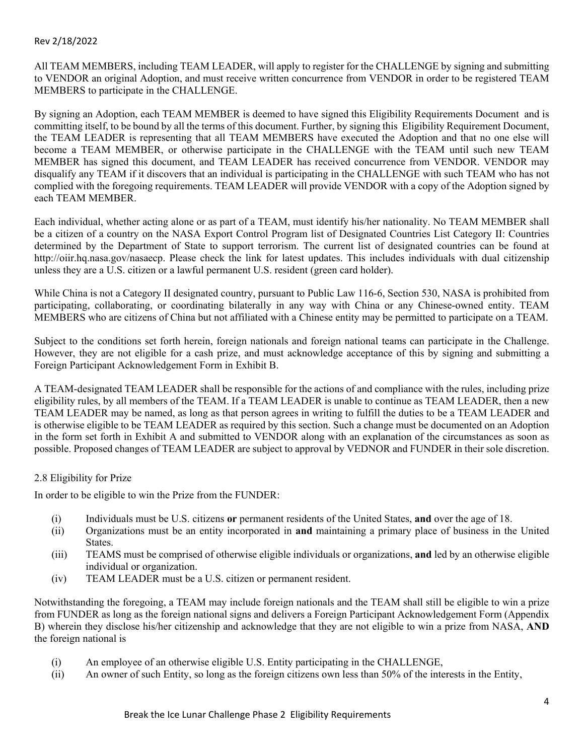All TEAM MEMBERS, including TEAM LEADER, will apply to register for the CHALLENGE by signing and submitting to VENDOR an original Adoption, and must receive written concurrence from VENDOR in order to be registered TEAM MEMBERS to participate in the CHALLENGE.

By signing an Adoption, each TEAM MEMBER is deemed to have signed this Eligibility Requirements Document and is committing itself, to be bound by all the terms of this document. Further, by signing this Eligibility Requirement Document, the TEAM LEADER is representing that all TEAM MEMBERS have executed the Adoption and that no one else will become a TEAM MEMBER, or otherwise participate in the CHALLENGE with the TEAM until such new TEAM MEMBER has signed this document, and TEAM LEADER has received concurrence from VENDOR. VENDOR may disqualify any TEAM if it discovers that an individual is participating in the CHALLENGE with such TEAM who has not complied with the foregoing requirements. TEAM LEADER will provide VENDOR with a copy of the Adoption signed by each TEAM MEMBER.

Each individual, whether acting alone or as part of a TEAM, must identify his/her nationality. No TEAM MEMBER shall be a citizen of a country on the NASA Export Control Program list of Designated Countries List Category II: Countries determined by the Department of State to support terrorism. The current list of designated countries can be found at http://oiir.hq.nasa.gov/nasaecp. Please check the link for latest updates. This includes individuals with dual citizenship unless they are a U.S. citizen or a lawful permanent U.S. resident (green card holder).

While China is not a Category II designated country, pursuant to Public Law 116-6, Section 530, NASA is prohibited from participating, collaborating, or coordinating bilaterally in any way with China or any Chinese-owned entity. TEAM MEMBERS who are citizens of China but not affiliated with a Chinese entity may be permitted to participate on a TEAM.

Subject to the conditions set forth herein, foreign nationals and foreign national teams can participate in the Challenge. However, they are not eligible for a cash prize, and must acknowledge acceptance of this by signing and submitting a Foreign Participant Acknowledgement Form in Exhibit B.

A TEAM-designated TEAM LEADER shall be responsible for the actions of and compliance with the rules, including prize eligibility rules, by all members of the TEAM. If a TEAM LEADER is unable to continue as TEAM LEADER, then a new TEAM LEADER may be named, as long as that person agrees in writing to fulfill the duties to be a TEAM LEADER and is otherwise eligible to be TEAM LEADER as required by this section. Such a change must be documented on an Adoption in the form set forth in Exhibit A and submitted to VENDOR along with an explanation of the circumstances as soon as possible. Proposed changes of TEAM LEADER are subject to approval by VEDNOR and FUNDER in their sole discretion.

### 2.8 Eligibility for Prize

In order to be eligible to win the Prize from the FUNDER:

- (i) Individuals must be U.S. citizens **or** permanent residents of the United States, **and** over the age of 18.
- (ii) Organizations must be an entity incorporated in **and** maintaining a primary place of business in the United States.
- (iii) TEAMS must be comprised of otherwise eligible individuals or organizations, **and** led by an otherwise eligible individual or organization.
- (iv) TEAM LEADER must be a U.S. citizen or permanent resident.

Notwithstanding the foregoing, a TEAM may include foreign nationals and the TEAM shall still be eligible to win a prize from FUNDER as long as the foreign national signs and delivers a Foreign Participant Acknowledgement Form (Appendix B) wherein they disclose his/her citizenship and acknowledge that they are not eligible to win a prize from NASA, **AND** the foreign national is

- (i) An employee of an otherwise eligible U.S. Entity participating in the CHALLENGE,
- (ii) An owner of such Entity, so long as the foreign citizens own less than 50% of the interests in the Entity,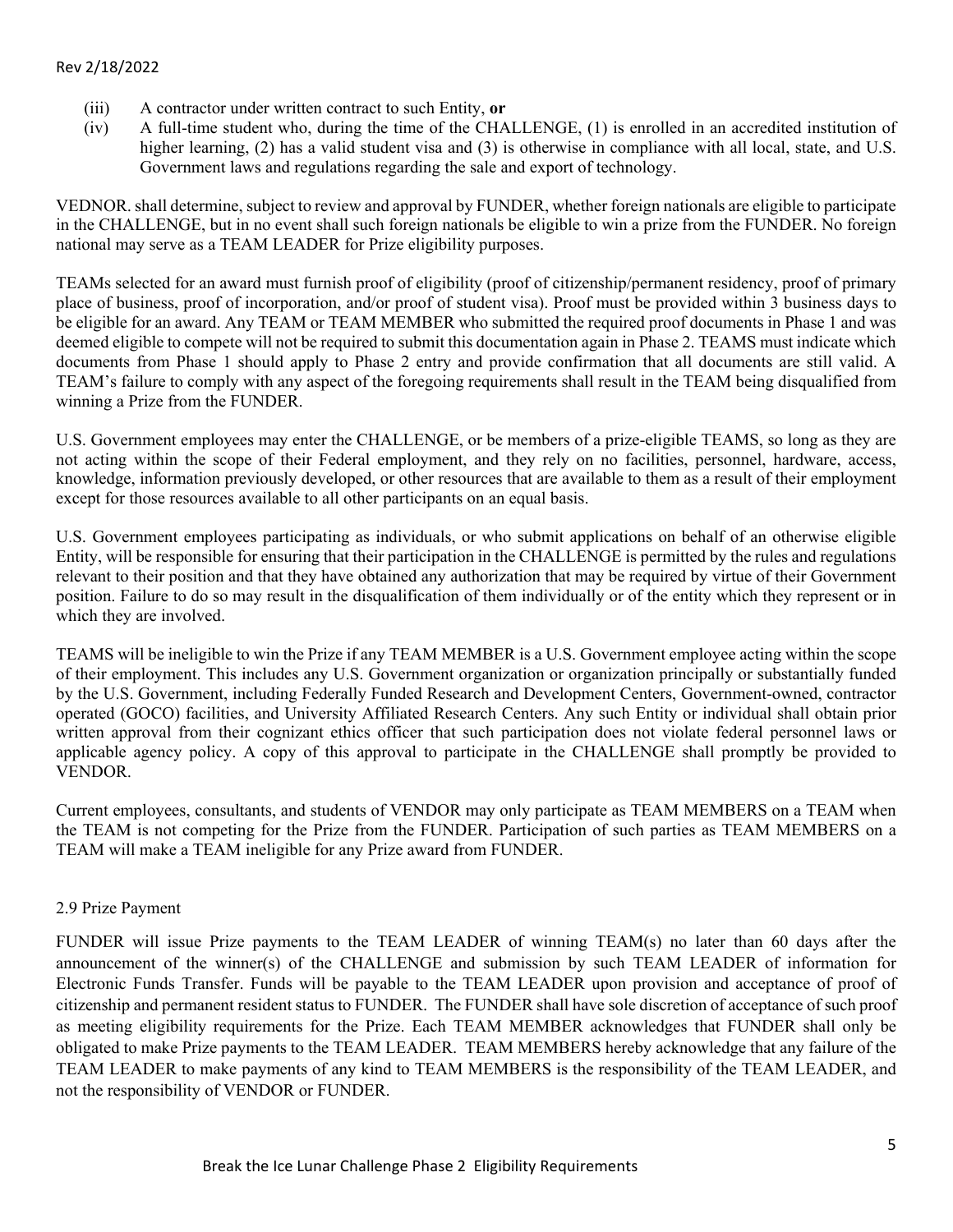(iii) A contractor under written contract to such Entity, **or**

(iv) A full-time student who, during the time of the CHALLENGE, (1) is enrolled in an accredited institution of higher learning, (2) has a valid student visa and (3) is otherwise in compliance with all local, state, and U.S. Government laws and regulations regarding the sale and export of technology.

VEDNOR. shall determine, subject to review and approval by FUNDER, whether foreign nationals are eligible to participate in the CHALLENGE, but in no event shall such foreign nationals be eligible to win a prize from the FUNDER. No foreign national may serve as a TEAM LEADER for Prize eligibility purposes.

TEAMs selected for an award must furnish proof of eligibility (proof of citizenship/permanent residency, proof of primary place of business, proof of incorporation, and/or proof of student visa). Proof must be provided within 3 business days to be eligible for an award. Any TEAM or TEAM MEMBER who submitted the required proof documents in Phase 1 and was deemed eligible to compete will not be required to submit this documentation again in Phase 2. TEAMS must indicate which documents from Phase 1 should apply to Phase 2 entry and provide confirmation that all documents are still valid. A TEAM's failure to comply with any aspect of the foregoing requirements shall result in the TEAM being disqualified from winning a Prize from the FUNDER.

U.S. Government employees may enter the CHALLENGE, or be members of a prize-eligible TEAMS, so long as they are not acting within the scope of their Federal employment, and they rely on no facilities, personnel, hardware, access, knowledge, information previously developed, or other resources that are available to them as a result of their employment except for those resources available to all other participants on an equal basis.

U.S. Government employees participating as individuals, or who submit applications on behalf of an otherwise eligible Entity, will be responsible for ensuring that their participation in the CHALLENGE is permitted by the rules and regulations relevant to their position and that they have obtained any authorization that may be required by virtue of their Government position. Failure to do so may result in the disqualification of them individually or of the entity which they represent or in which they are involved.

TEAMS will be ineligible to win the Prize if any TEAM MEMBER is a U.S. Government employee acting within the scope of their employment. This includes any U.S. Government organization or organization principally or substantially funded by the U.S. Government, including Federally Funded Research and Development Centers, Government-owned, contractor operated (GOCO) facilities, and University Affiliated Research Centers. Any such Entity or individual shall obtain prior written approval from their cognizant ethics officer that such participation does not violate federal personnel laws or applicable agency policy. A copy of this approval to participate in the CHALLENGE shall promptly be provided to VENDOR.

Current employees, consultants, and students of VENDOR may only participate as TEAM MEMBERS on a TEAM when the TEAM is not competing for the Prize from the FUNDER. Participation of such parties as TEAM MEMBERS on a TEAM will make a TEAM ineligible for any Prize award from FUNDER.

### 2.9 Prize Payment

FUNDER will issue Prize payments to the TEAM LEADER of winning TEAM(s) no later than 60 days after the announcement of the winner(s) of the CHALLENGE and submission by such TEAM LEADER of information for Electronic Funds Transfer. Funds will be payable to the TEAM LEADER upon provision and acceptance of proof of citizenship and permanent resident status to FUNDER. The FUNDER shall have sole discretion of acceptance of such proof as meeting eligibility requirements for the Prize. Each TEAM MEMBER acknowledges that FUNDER shall only be obligated to make Prize payments to the TEAM LEADER. TEAM MEMBERS hereby acknowledge that any failure of the TEAM LEADER to make payments of any kind to TEAM MEMBERS is the responsibility of the TEAM LEADER, and not the responsibility of VENDOR or FUNDER.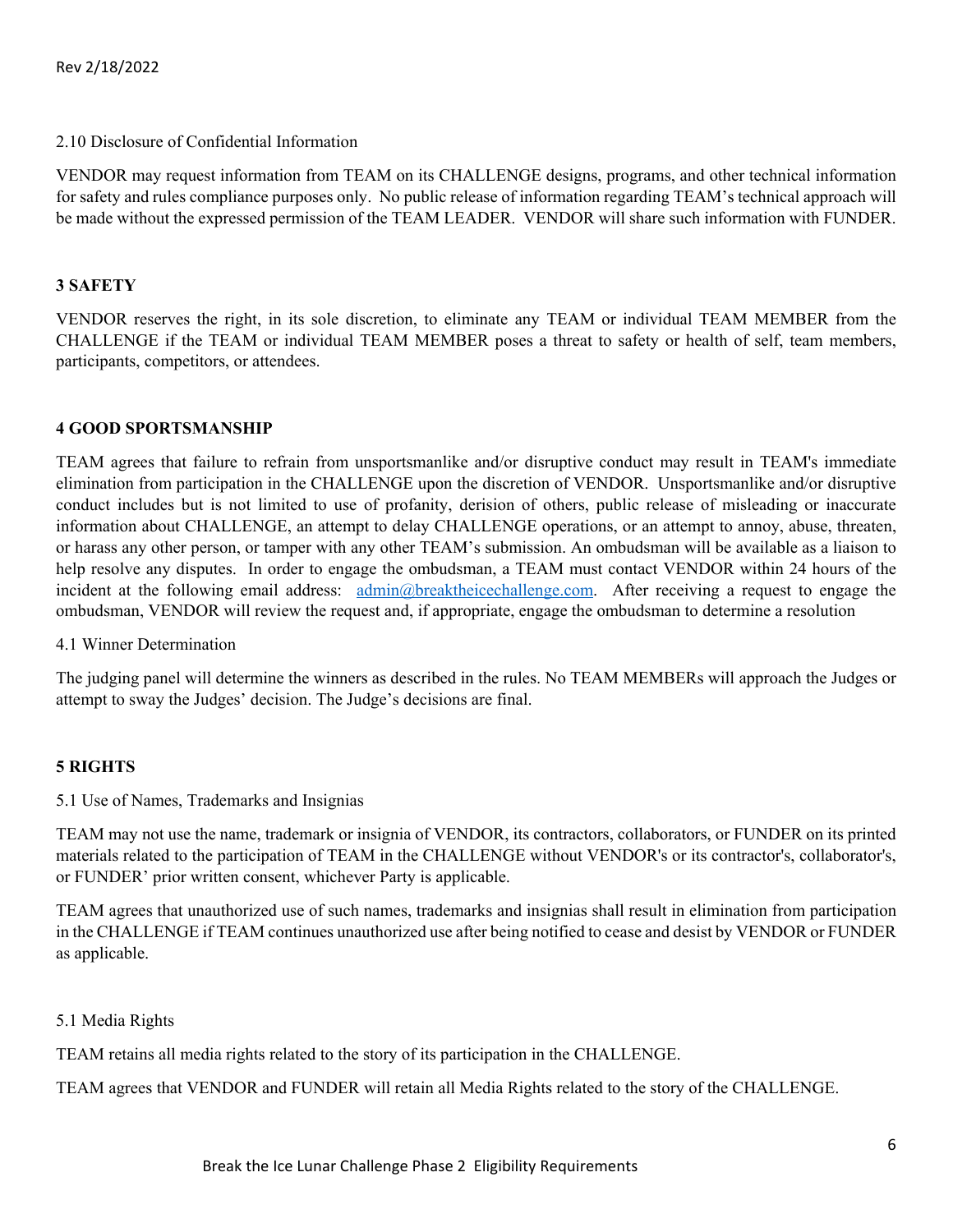2.10 Disclosure of Confidential Information

VENDOR may request information from TEAM on its CHALLENGE designs, programs, and other technical information for safety and rules compliance purposes only. No public release of information regarding TEAM's technical approach will be made without the expressed permission of the TEAM LEADER. VENDOR will share such information with FUNDER.

## 3 SAFETY

VENDOR reserves the right, in its sole discretion, to eliminate any TEAM or individual TEAM MEMBER from the CHALLENGE if the TEAM or individual TEAM MEMBER poses a threat to safety or health of self, team members, participants, competitors, or attendees.

## 4 GOOD SPORTSMANSHIP

TEAM agrees that failure to refrain from unsportsmanlike and/or disruptive conduct may result in TEAM's immediate elimination from participation in the CHALLENGE upon the discretion of VENDOR. Unsportsmanlike and/or disruptive conduct includes but is not limited to use of profanity, derision of others, public release of misleading or inaccurate information about CHALLENGE, an attempt to delay CHALLENGE operations, or an attempt to annoy, abuse, threaten, or harass any other person, or tamper with any other TEAM's submission. An ombudsman will be available as a liaison to help resolve any disputes. In order to engage the ombudsman, a TEAM must contact VENDOR within 24 hours of the incident at the following email address: admin@breaktheicechallenge.com. After receiving a request to engage the ombudsman, VENDOR will review the request and, if appropriate, engage the ombudsman to determine a resolution

4.1 Winner Determination

The judging panel will determine the winners as described in the rules. No TEAM MEMBERs will approach the Judges or attempt to sway the Judges' decision. The Judge's decisions are final.

## 5 RIGHTS

5.1 Use of Names, Trademarks and Insignias

TEAM may not use the name, trademark or insignia of VENDOR, its contractors, collaborators, or FUNDER on its printed materials related to the participation of TEAM in the CHALLENGE without VENDOR's or its contractor's, collaborator's, or FUNDER' prior written consent, whichever Party is applicable.

TEAM agrees that unauthorized use of such names, trademarks and insignias shall result in elimination from participation in the CHALLENGE if TEAM continues unauthorized use after being notified to cease and desist by VENDOR or FUNDER as applicable.

5.1 Media Rights

TEAM retains all media rights related to the story of its participation in the CHALLENGE.

TEAM agrees that VENDOR and FUNDER will retain all Media Rights related to the story of the CHALLENGE.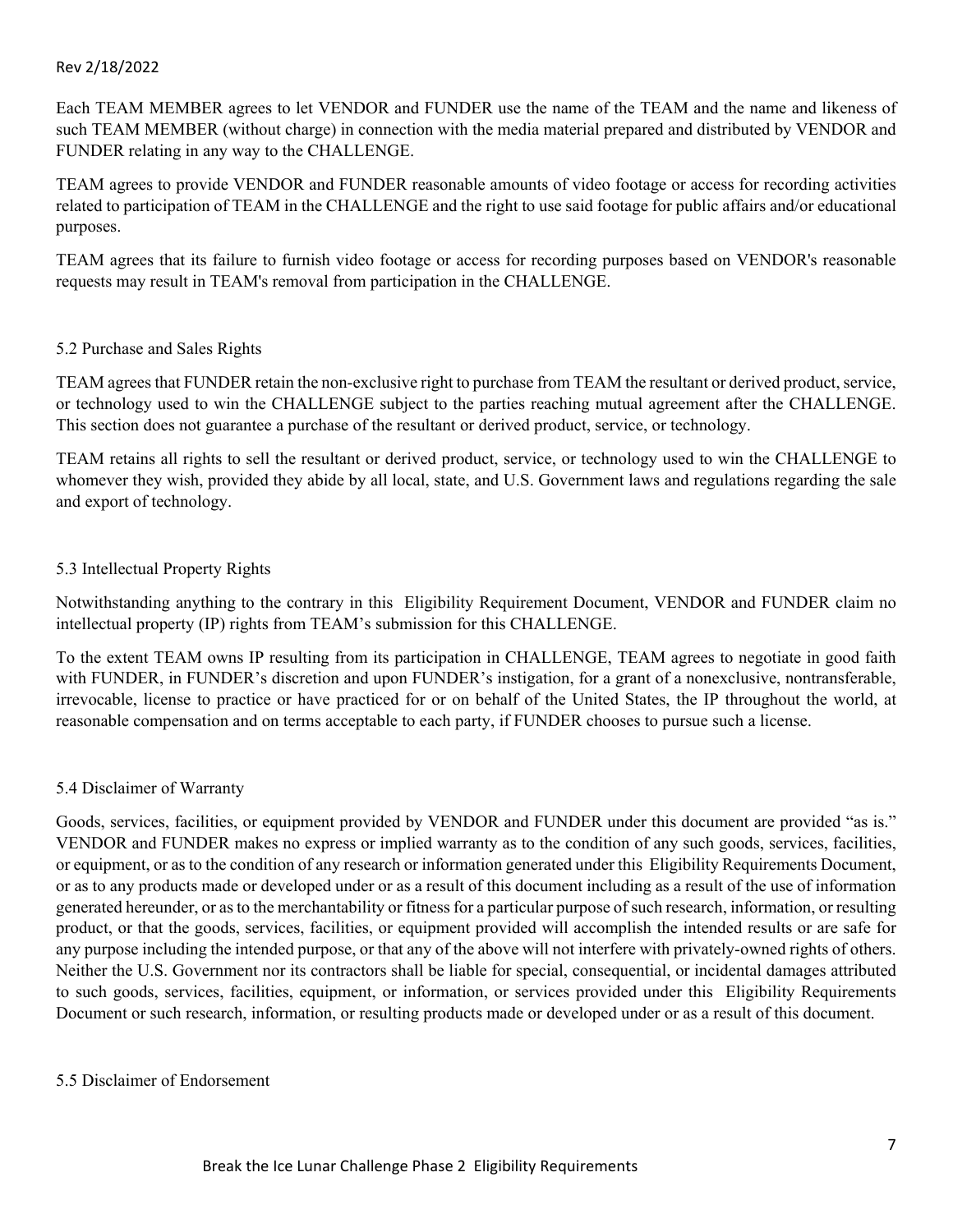Each TEAM MEMBER agrees to let VENDOR and FUNDER use the name of the TEAM and the name and likeness of such TEAM MEMBER (without charge) in connection with the media material prepared and distributed by VENDOR and FUNDER relating in any way to the CHALLENGE.

TEAM agrees to provide VENDOR and FUNDER reasonable amounts of video footage or access for recording activities related to participation of TEAM in the CHALLENGE and the right to use said footage for public affairs and/or educational purposes.

TEAM agrees that its failure to furnish video footage or access for recording purposes based on VENDOR's reasonable requests may result in TEAM's removal from participation in the CHALLENGE.

### 5.2 Purchase and Sales Rights

TEAM agrees that FUNDER retain the non-exclusive right to purchase from TEAM the resultant or derived product, service, or technology used to win the CHALLENGE subject to the parties reaching mutual agreement after the CHALLENGE. This section does not guarantee a purchase of the resultant or derived product, service, or technology.

TEAM retains all rights to sell the resultant or derived product, service, or technology used to win the CHALLENGE to whomever they wish, provided they abide by all local, state, and U.S. Government laws and regulations regarding the sale and export of technology.

### 5.3 Intellectual Property Rights

Notwithstanding anything to the contrary in this Eligibility Requirement Document, VENDOR and FUNDER claim no intellectual property (IP) rights from TEAM's submission for this CHALLENGE.

To the extent TEAM owns IP resulting from its participation in CHALLENGE, TEAM agrees to negotiate in good faith with FUNDER, in FUNDER's discretion and upon FUNDER's instigation, for a grant of a nonexclusive, nontransferable, irrevocable, license to practice or have practiced for or on behalf of the United States, the IP throughout the world, at reasonable compensation and on terms acceptable to each party, if FUNDER chooses to pursue such a license.

### 5.4 Disclaimer of Warranty

Goods, services, facilities, or equipment provided by VENDOR and FUNDER under this document are provided "as is." VENDOR and FUNDER makes no express or implied warranty as to the condition of any such goods, services, facilities, or equipment, or as to the condition of any research or information generated under this Eligibility Requirements Document, or as to any products made or developed under or as a result of this document including as a result of the use of information generated hereunder, or as to the merchantability or fitness for a particular purpose of such research, information, or resulting product, or that the goods, services, facilities, or equipment provided will accomplish the intended results or are safe for any purpose including the intended purpose, or that any of the above will not interfere with privately-owned rights of others. Neither the U.S. Government nor its contractors shall be liable for special, consequential, or incidental damages attributed to such goods, services, facilities, equipment, or information, or services provided under this Eligibility Requirements Document or such research, information, or resulting products made or developed under or as a result of this document.

### 5.5 Disclaimer of Endorsement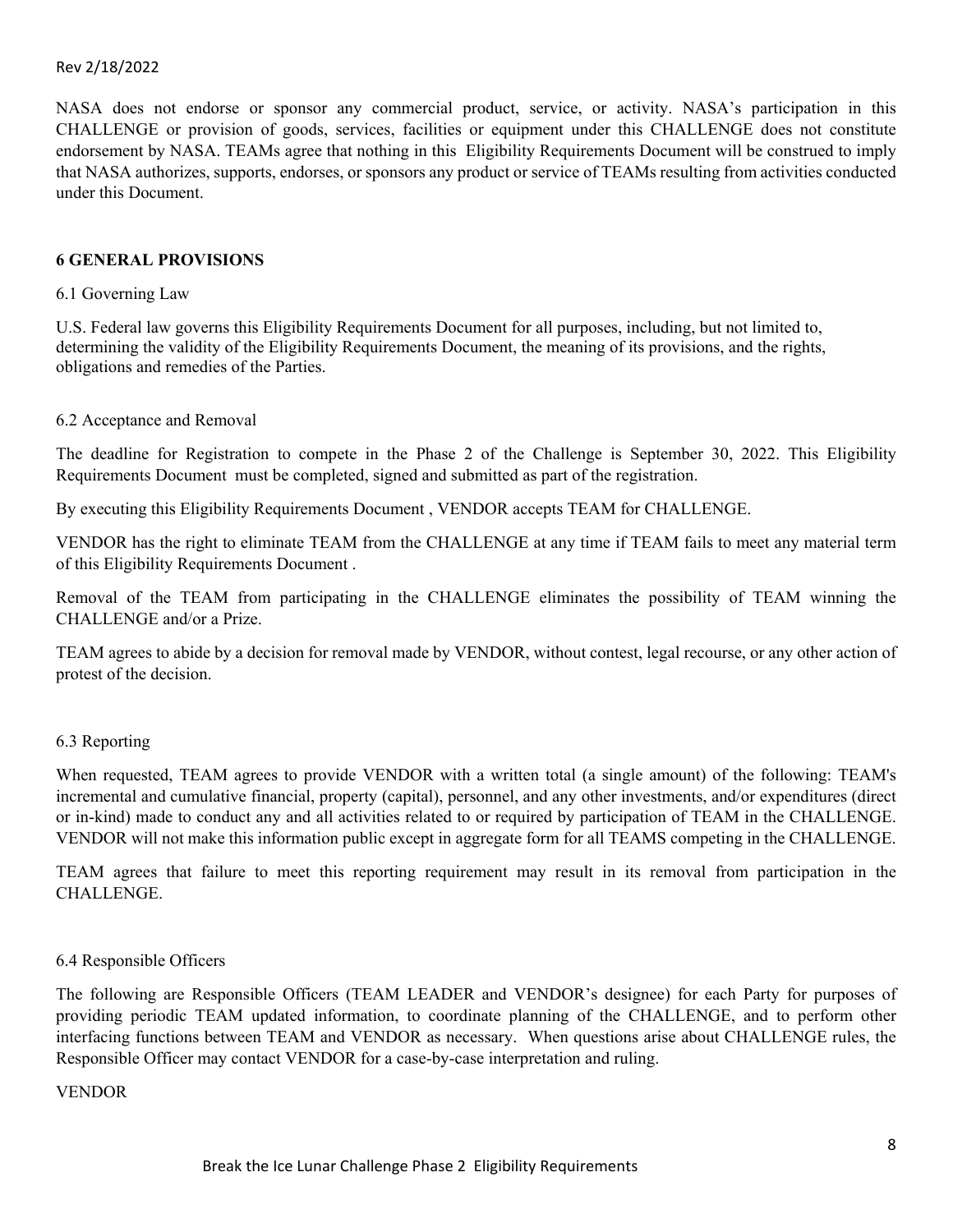NASA does not endorse or sponsor any commercial product, service, or activity. NASA's participation in this CHALLENGE or provision of goods, services, facilities or equipment under this CHALLENGE does not constitute endorsement by NASA. TEAMs agree that nothing in this Eligibility Requirements Document will be construed to imply that NASA authorizes, supports, endorses, or sponsors any product or service of TEAMs resulting from activities conducted under this Document.

## 6 GENERAL PROVISIONS

### 6.1 Governing Law

U.S. Federal law governs this Eligibility Requirements Document for all purposes, including, but not limited to, determining the validity of the Eligibility Requirements Document, the meaning of its provisions, and the rights, obligations and remedies of the Parties.

### 6.2 Acceptance and Removal

The deadline for Registration to compete in the Phase 2 of the Challenge is September 30, 2022. This Eligibility Requirements Document must be completed, signed and submitted as part of the registration.

By executing this Eligibility Requirements Document , VENDOR accepts TEAM for CHALLENGE.

VENDOR has the right to eliminate TEAM from the CHALLENGE at any time if TEAM fails to meet any material term of this Eligibility Requirements Document .

Removal of the TEAM from participating in the CHALLENGE eliminates the possibility of TEAM winning the CHALLENGE and/or a Prize.

TEAM agrees to abide by a decision for removal made by VENDOR, without contest, legal recourse, or any other action of protest of the decision.

### 6.3 Reporting

When requested, TEAM agrees to provide VENDOR with a written total (a single amount) of the following: TEAM's incremental and cumulative financial, property (capital), personnel, and any other investments, and/or expenditures (direct or in-kind) made to conduct any and all activities related to or required by participation of TEAM in the CHALLENGE. VENDOR will not make this information public except in aggregate form for all TEAMS competing in the CHALLENGE.

TEAM agrees that failure to meet this reporting requirement may result in its removal from participation in the CHALLENGE.

### 6.4 Responsible Officers

The following are Responsible Officers (TEAM LEADER and VENDOR's designee) for each Party for purposes of providing periodic TEAM updated information, to coordinate planning of the CHALLENGE, and to perform other interfacing functions between TEAM and VENDOR as necessary. When questions arise about CHALLENGE rules, the Responsible Officer may contact VENDOR for a case-by-case interpretation and ruling.

VENDOR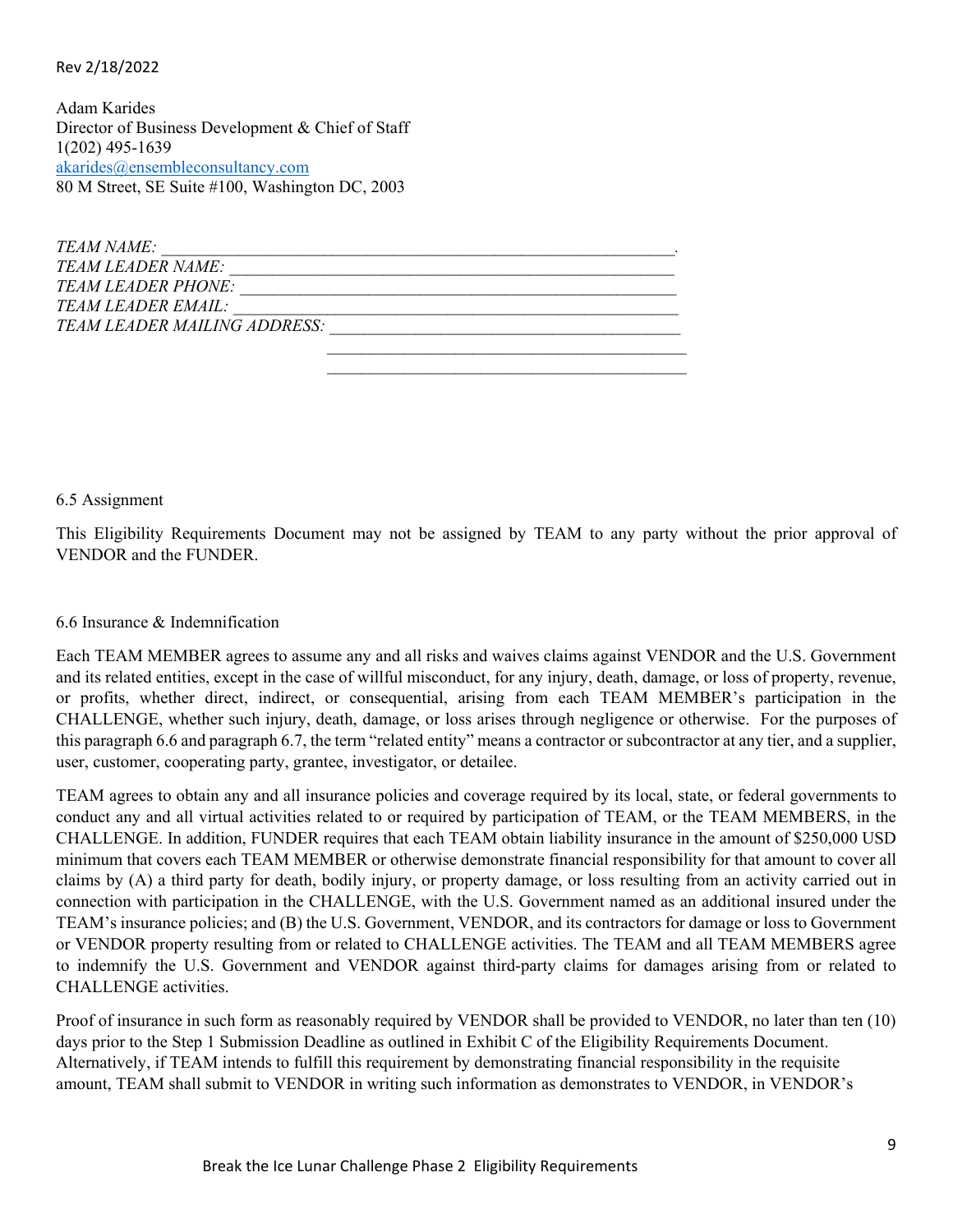Rev 2/18/2022

Adam Karides
Director of Business Development & Chief of Staff
1(202) 495-1639
akarides@ensembleconsultancy.com
80 M Street, SE Suite #100, Washington DC, 2003

*TEAM NAME:* \_\_\_\_\_\_\_\_\_\_\_\_\_\_\_\_\_\_\_\_\_\_\_\_\_\_\_\_\_\_\_\_\_\_\_\_\_\_\_\_\_\_\_\_\_\_\_\_\_\_\_\_\_\_\_\_\_\_.
*TEAM LEADER NAME:* \_\_\_\_\_\_\_\_\_\_\_\_\_\_\_\_\_\_\_\_\_\_\_\_\_\_\_\_\_\_\_\_\_\_\_\_\_\_\_\_\_\_\_\_\_\_\_\_\_\_
*TEAM LEADER PHONE:* \_\_\_\_\_\_\_\_\_\_\_\_\_\_\_\_\_\_\_\_\_\_\_\_\_\_\_\_\_\_\_\_\_\_\_\_\_\_\_\_\_\_\_\_\_\_\_\_\_\_
*TEAM LEADER EMAIL:* \_\_\_\_\_\_\_\_\_\_\_\_\_\_\_\_\_\_\_\_\_\_\_\_\_\_\_\_\_\_\_\_\_\_\_\_\_\_\_\_\_\_\_\_\_\_\_\_\_\_\_
*TEAM LEADER MAILING ADDRESS:* \_\_\_\_\_\_\_\_\_\_\_\_\_\_\_\_\_\_\_\_\_\_\_\_\_\_\_\_\_\_\_\_\_\_\_\_\_\_\_\_
\_\_\_\_\_\_\_\_\_\_\_\_\_\_\_\_\_\_\_\_\_\_\_\_\_\_\_\_\_\_\_\_\_\_\_\_\_\_\_\_\_\_
\_\_\_\_\_\_\_\_\_\_\_\_\_\_\_\_\_\_\_\_\_\_\_\_\_\_\_\_\_\_\_\_\_\_\_\_\_\_\_\_\_\_

6.5 Assignment

This Eligibility Requirements Document may not be assigned by TEAM to any party without the prior approval of VENDOR and the FUNDER.

6.6 Insurance & Indemnification

Each TEAM MEMBER agrees to assume any and all risks and waives claims against VENDOR and the U.S. Government and its related entities, except in the case of willful misconduct, for any injury, death, damage, or loss of property, revenue, or profits, whether direct, indirect, or consequential, arising from each TEAM MEMBER's participation in the CHALLENGE, whether such injury, death, damage, or loss arises through negligence or otherwise. For the purposes of this paragraph 6.6 and paragraph 6.7, the term "related entity" means a contractor or subcontractor at any tier, and a supplier, user, customer, cooperating party, grantee, investigator, or detailee.

TEAM agrees to obtain any and all insurance policies and coverage required by its local, state, or federal governments to conduct any and all virtual activities related to or required by participation of TEAM, or the TEAM MEMBERS, in the CHALLENGE. In addition, FUNDER requires that each TEAM obtain liability insurance in the amount of $250,000 USD minimum that covers each TEAM MEMBER or otherwise demonstrate financial responsibility for that amount to cover all claims by (A) a third party for death, bodily injury, or property damage, or loss resulting from an activity carried out in connection with participation in the CHALLENGE, with the U.S. Government named as an additional insured under the TEAM's insurance policies; and (B) the U.S. Government, VENDOR, and its contractors for damage or loss to Government or VENDOR property resulting from or related to CHALLENGE activities. The TEAM and all TEAM MEMBERS agree to indemnify the U.S. Government and VENDOR against third-party claims for damages arising from or related to CHALLENGE activities.

Proof of insurance in such form as reasonably required by VENDOR shall be provided to VENDOR, no later than ten (10) days prior to the Step 1 Submission Deadline as outlined in Exhibit C of the Eligibility Requirements Document. Alternatively, if TEAM intends to fulfill this requirement by demonstrating financial responsibility in the requisite amount, TEAM shall submit to VENDOR in writing such information as demonstrates to VENDOR, in VENDOR's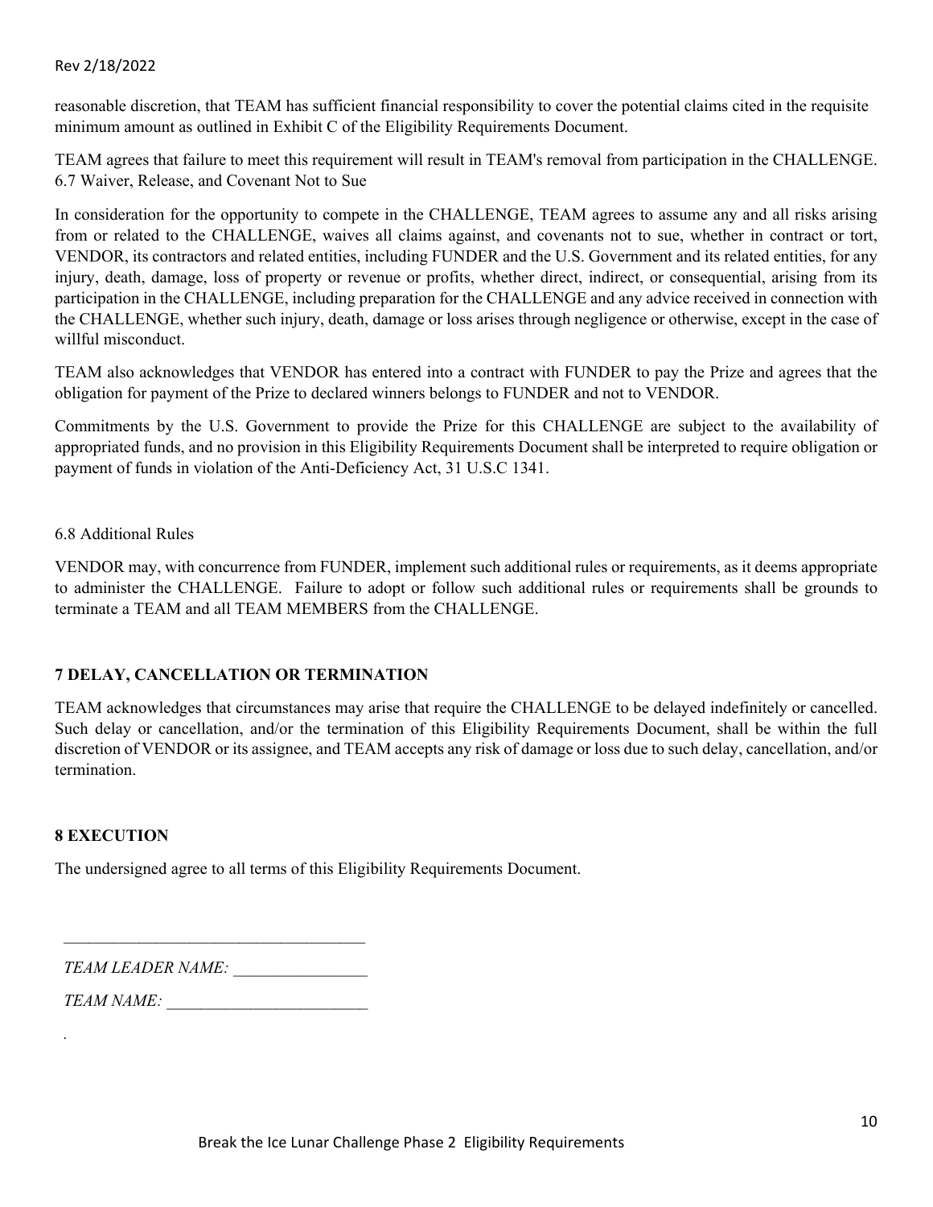reasonable discretion, that TEAM has sufficient financial responsibility to cover the potential claims cited in the requisite minimum amount as outlined in Exhibit C of the Eligibility Requirements Document.

TEAM agrees that failure to meet this requirement will result in TEAM's removal from participation in the CHALLENGE.

6.7 Waiver, Release, and Covenant Not to Sue

In consideration for the opportunity to compete in the CHALLENGE, TEAM agrees to assume any and all risks arising from or related to the CHALLENGE, waives all claims against, and covenants not to sue, whether in contract or tort, VENDOR, its contractors and related entities, including FUNDER and the U.S. Government and its related entities, for any injury, death, damage, loss of property or revenue or profits, whether direct, indirect, or consequential, arising from its participation in the CHALLENGE, including preparation for the CHALLENGE and any advice received in connection with the CHALLENGE, whether such injury, death, damage or loss arises through negligence or otherwise, except in the case of willful misconduct.

TEAM also acknowledges that VENDOR has entered into a contract with FUNDER to pay the Prize and agrees that the obligation for payment of the Prize to declared winners belongs to FUNDER and not to VENDOR.

Commitments by the U.S. Government to provide the Prize for this CHALLENGE are subject to the availability of appropriated funds, and no provision in this Eligibility Requirements Document shall be interpreted to require obligation or payment of funds in violation of the Anti-Deficiency Act, 31 U.S.C 1341.

6.8 Additional Rules

VENDOR may, with concurrence from FUNDER, implement such additional rules or requirements, as it deems appropriate to administer the CHALLENGE. Failure to adopt or follow such additional rules or requirements shall be grounds to terminate a TEAM and all TEAM MEMBERS from the CHALLENGE.

## 7 DELAY, CANCELLATION OR TERMINATION

TEAM acknowledges that circumstances may arise that require the CHALLENGE to be delayed indefinitely or cancelled. Such delay or cancellation, and/or the termination of this Eligibility Requirements Document, shall be within the full discretion of VENDOR or its assignee, and TEAM accepts any risk of damage or loss due to such delay, cancellation, and/or termination.

## 8 EXECUTION

The undersigned agree to all terms of this Eligibility Requirements Document.

\_\_\_\_\_\_\_\_\_\_\_\_\_\_\_\_\_\_\_\_\_\_\_\_\_\_\_\_\_\_\_\_\_\_\_\_

*TEAM LEADER NAME:* \_\_\_\_\_\_\_\_\_\_\_\_\_\_\_\_

*TEAM NAME:* \_\_\_\_\_\_\_\_\_\_\_\_\_\_\_\_\_\_\_\_\_\_\_\_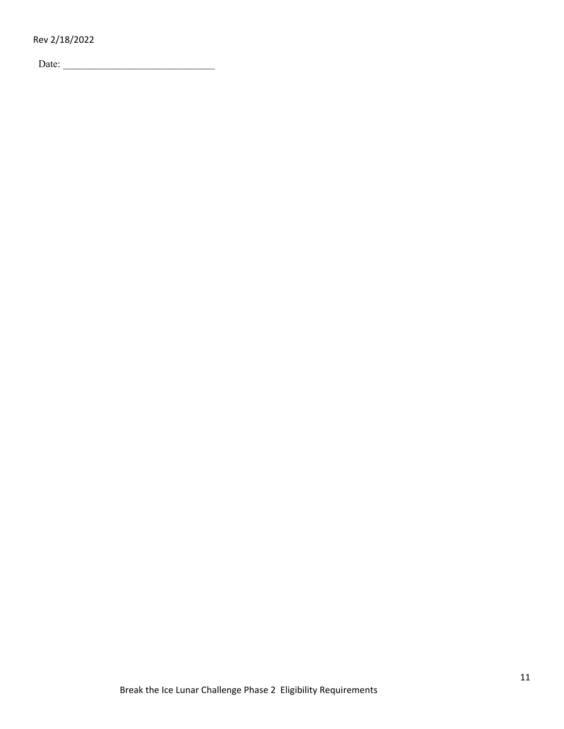Date: ______________________________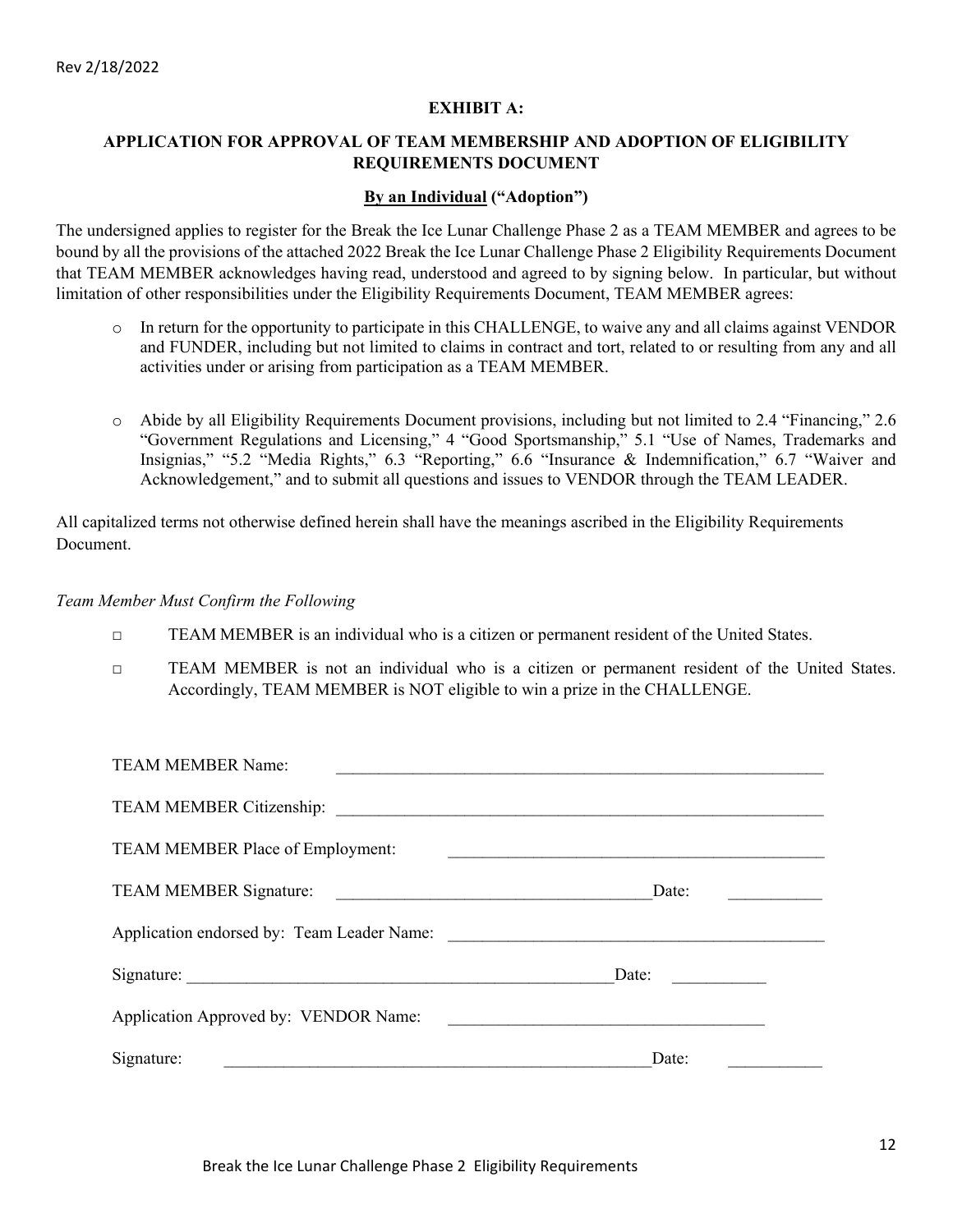Rev 2/18/2022

## EXHIBIT A:

## APPLICATION FOR APPROVAL OF TEAM MEMBERSHIP AND ADOPTION OF ELIGIBILITY REQUIREMENTS DOCUMENT

**By an Individual ("Adoption")**

The undersigned applies to register for the Break the Ice Lunar Challenge Phase 2 as a TEAM MEMBER and agrees to be bound by all the provisions of the attached 2022 Break the Ice Lunar Challenge Phase 2 Eligibility Requirements Document that TEAM MEMBER acknowledges having read, understood and agreed to by signing below. In particular, but without limitation of other responsibilities under the Eligibility Requirements Document, TEAM MEMBER agrees:

- In return for the opportunity to participate in this CHALLENGE, to waive any and all claims against VENDOR and FUNDER, including but not limited to claims in contract and tort, related to or resulting from any and all activities under or arising from participation as a TEAM MEMBER.
- Abide by all Eligibility Requirements Document provisions, including but not limited to 2.4 "Financing," 2.6 "Government Regulations and Licensing," 4 "Good Sportsmanship," 5.1 "Use of Names, Trademarks and Insignias," "5.2 "Media Rights," 6.3 "Reporting," 6.6 "Insurance & Indemnification," 6.7 "Waiver and Acknowledgement," and to submit all questions and issues to VENDOR through the TEAM LEADER.

All capitalized terms not otherwise defined herein shall have the meanings ascribed in the Eligibility Requirements Document.

*Team Member Must Confirm the Following*

- ☐ TEAM MEMBER is an individual who is a citizen or permanent resident of the United States.
- ☐ TEAM MEMBER is not an individual who is a citizen or permanent resident of the United States. Accordingly, TEAM MEMBER is NOT eligible to win a prize in the CHALLENGE.

TEAM MEMBER Name: ____________________________________________

TEAM MEMBER Citizenship: ____________________________________________

TEAM MEMBER Place of Employment: ____________________________________________

TEAM MEMBER Signature: ______________________________ Date: __________

Application endorsed by: Team Leader Name: ____________________________________________

Signature: ______________________________ Date: __________

Application Approved by: VENDOR Name: ______________________________

Signature: ______________________________ Date: __________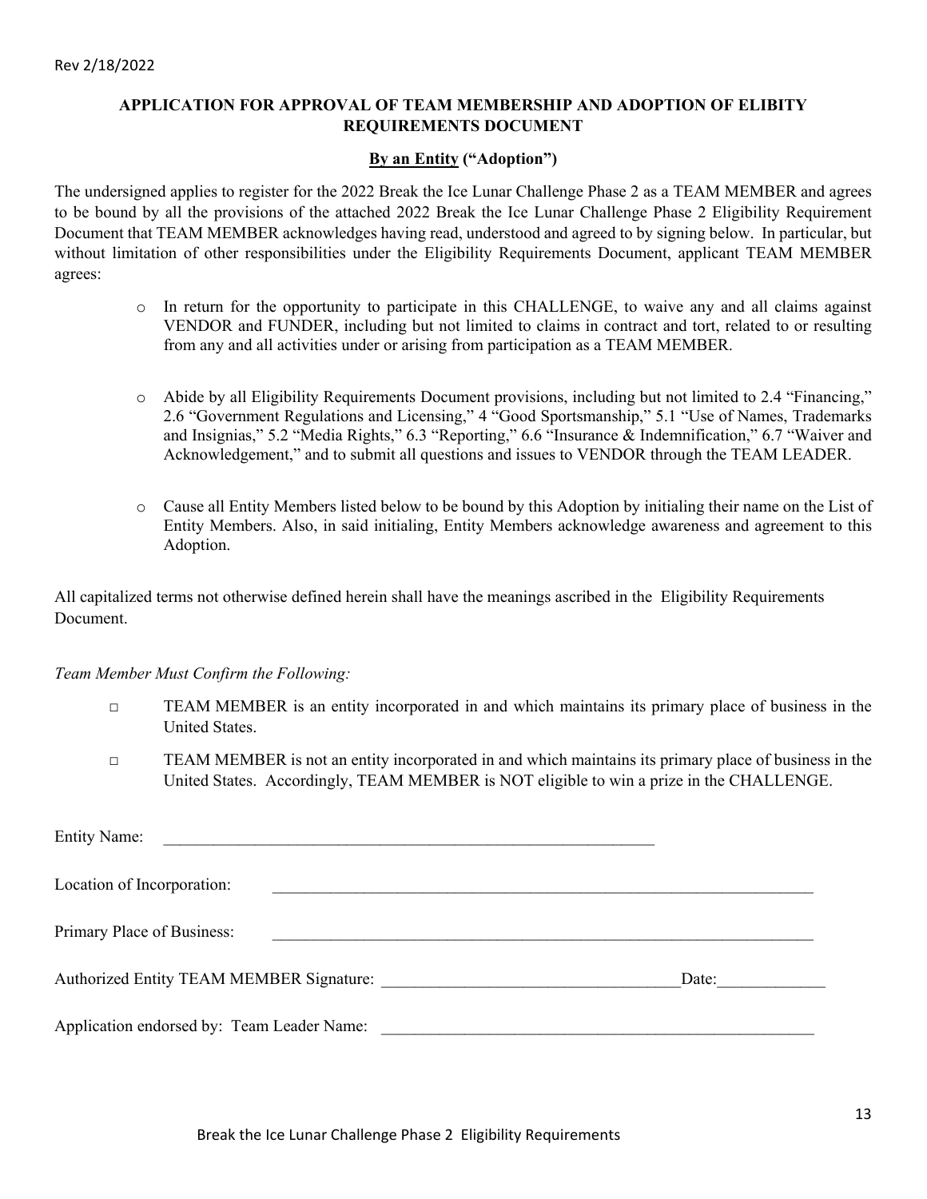Rev 2/18/2022

**APPLICATION FOR APPROVAL OF TEAM MEMBERSHIP AND ADOPTION OF ELIBITY REQUIREMENTS DOCUMENT**

**By an Entity ("Adoption")**

The undersigned applies to register for the 2022 Break the Ice Lunar Challenge Phase 2 as a TEAM MEMBER and agrees to be bound by all the provisions of the attached 2022 Break the Ice Lunar Challenge Phase 2 Eligibility Requirement Document that TEAM MEMBER acknowledges having read, understood and agreed to by signing below. In particular, but without limitation of other responsibilities under the Eligibility Requirements Document, applicant TEAM MEMBER agrees:

- In return for the opportunity to participate in this CHALLENGE, to waive any and all claims against VENDOR and FUNDER, including but not limited to claims in contract and tort, related to or resulting from any and all activities under or arising from participation as a TEAM MEMBER.
- Abide by all Eligibility Requirements Document provisions, including but not limited to 2.4 "Financing," 2.6 "Government Regulations and Licensing," 4 "Good Sportsmanship," 5.1 "Use of Names, Trademarks and Insignias," 5.2 "Media Rights," 6.3 "Reporting," 6.6 "Insurance & Indemnification," 6.7 "Waiver and Acknowledgement," and to submit all questions and issues to VENDOR through the TEAM LEADER.
- Cause all Entity Members listed below to be bound by this Adoption by initialing their name on the List of Entity Members. Also, in said initialing, Entity Members acknowledge awareness and agreement to this Adoption.

All capitalized terms not otherwise defined herein shall have the meanings ascribed in the Eligibility Requirements Document.

*Team Member Must Confirm the Following:*

- ☐ TEAM MEMBER is an entity incorporated in and which maintains its primary place of business in the United States.
- ☐ TEAM MEMBER is not an entity incorporated in and which maintains its primary place of business in the United States. Accordingly, TEAM MEMBER is NOT eligible to win a prize in the CHALLENGE.

Entity Name: ______________________________________________

Location of Incorporation: ______________________________________________

Primary Place of Business: ______________________________________________

Authorized Entity TEAM MEMBER Signature: ____________________________ Date:____________

Application endorsed by: Team Leader Name: ______________________________________________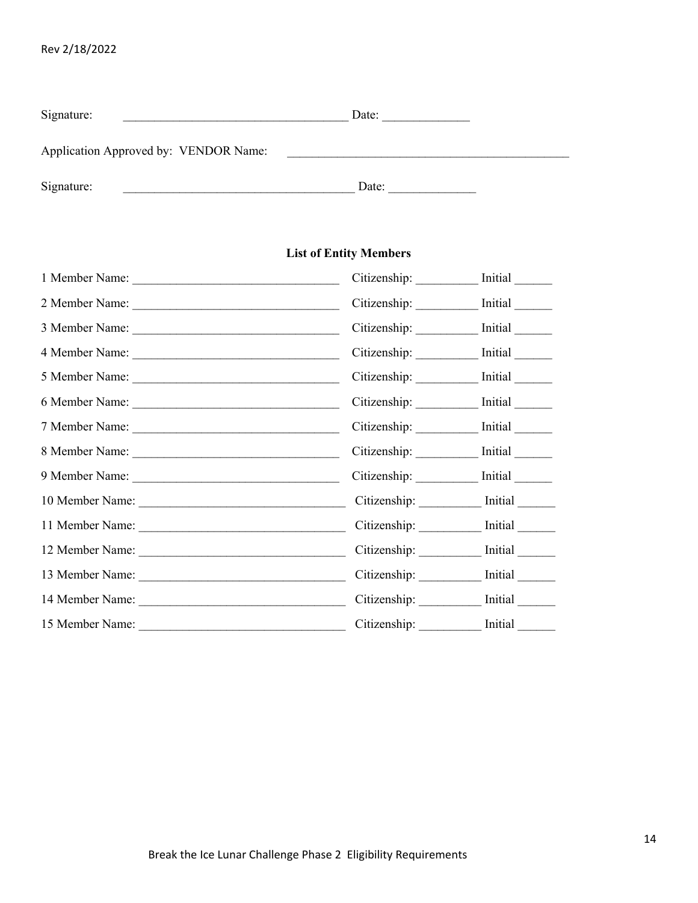Signature: ____________________________________ Date: ______________

Application Approved by: VENDOR Name: ______________________________________________

Signature: ____________________________________ Date: ______________

**List of Entity Members**

1 Member Name: _________________________________ Citizenship: __________ Initial ______

2 Member Name: _________________________________ Citizenship: __________ Initial ______

3 Member Name: _________________________________ Citizenship: __________ Initial ______

4 Member Name: _________________________________ Citizenship: __________ Initial ______

5 Member Name: _________________________________ Citizenship: __________ Initial ______

6 Member Name: _________________________________ Citizenship: __________ Initial ______

7 Member Name: _________________________________ Citizenship: __________ Initial ______

8 Member Name: _________________________________ Citizenship: __________ Initial ______

9 Member Name: _________________________________ Citizenship: __________ Initial ______

10 Member Name: _________________________________ Citizenship: __________ Initial ______

11 Member Name: _________________________________ Citizenship: __________ Initial ______

12 Member Name: _________________________________ Citizenship: __________ Initial ______

13 Member Name: _________________________________ Citizenship: __________ Initial ______

14 Member Name: _________________________________ Citizenship: __________ Initial ______

15 Member Name: _________________________________ Citizenship: __________ Initial ______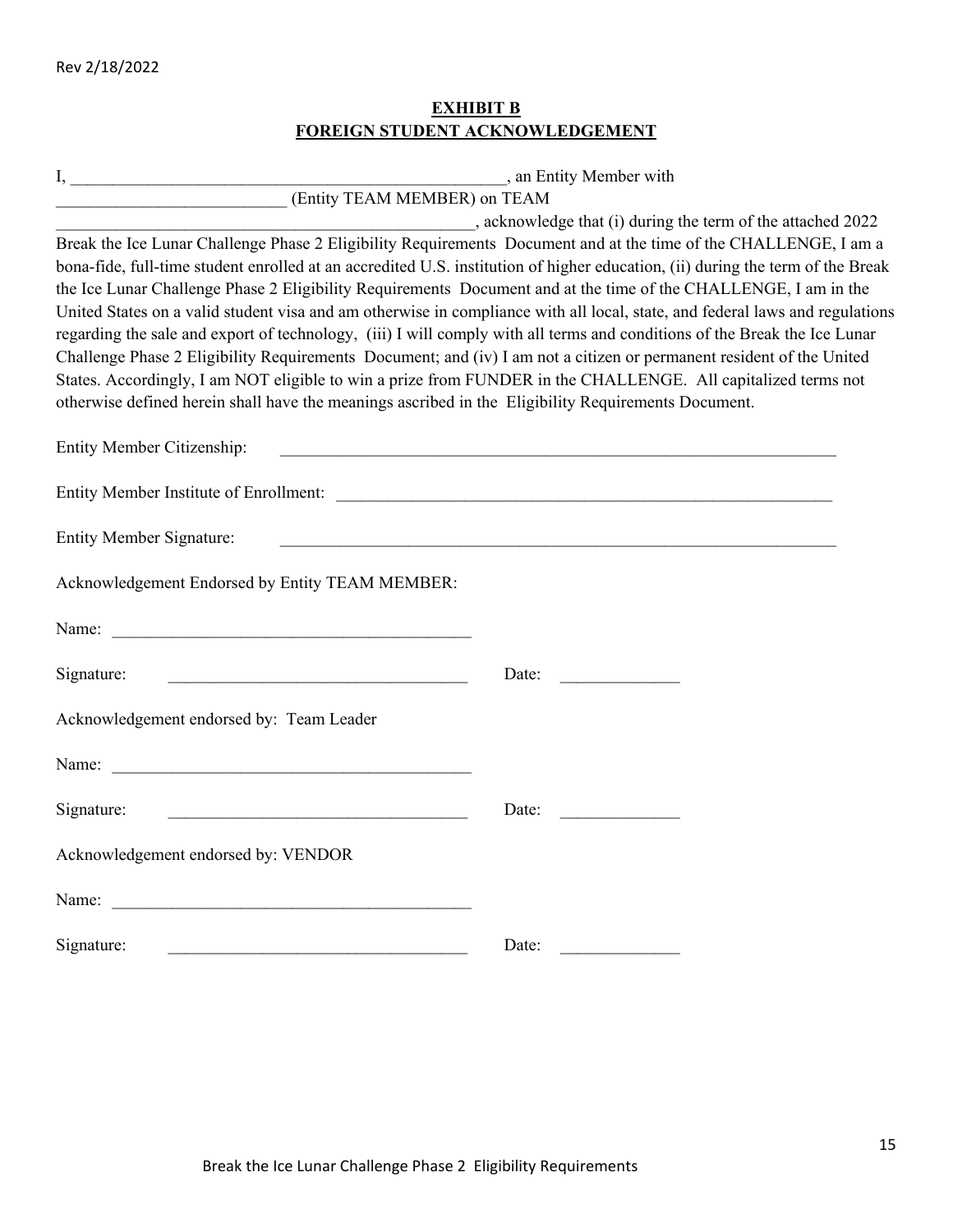## EXHIBIT B
## FOREIGN STUDENT ACKNOWLEDGEMENT

I, _____________________________________________________, an Entity Member with ___________________________ (Entity TEAM MEMBER) on TEAM ___________________________________________________, acknowledge that (i) during the term of the attached 2022 Break the Ice Lunar Challenge Phase 2 Eligibility Requirements Document and at the time of the CHALLENGE, I am a bona-fide, full-time student enrolled at an accredited U.S. institution of higher education, (ii) during the term of the Break the Ice Lunar Challenge Phase 2 Eligibility Requirements Document and at the time of the CHALLENGE, I am in the United States on a valid student visa and am otherwise in compliance with all local, state, and federal laws and regulations regarding the sale and export of technology, (iii) I will comply with all terms and conditions of the Break the Ice Lunar Challenge Phase 2 Eligibility Requirements Document; and (iv) I am not a citizen or permanent resident of the United States. Accordingly, I am NOT eligible to win a prize from FUNDER in the CHALLENGE. All capitalized terms not otherwise defined herein shall have the meanings ascribed in the Eligibility Requirements Document.

Entity Member Citizenship: ____________________________________________________________________

Entity Member Institute of Enrollment: _____________________________________________________________

Entity Member Signature: ____________________________________________________________________

Acknowledgement Endorsed by Entity TEAM MEMBER:

Name: ___________________________________________

Signature: ___________________________________ Date: ______________

Acknowledgement endorsed by: Team Leader

Name: ___________________________________________

Signature: ___________________________________ Date: ______________

Acknowledgement endorsed by: VENDOR

Name: ___________________________________________

Signature: ___________________________________ Date: ______________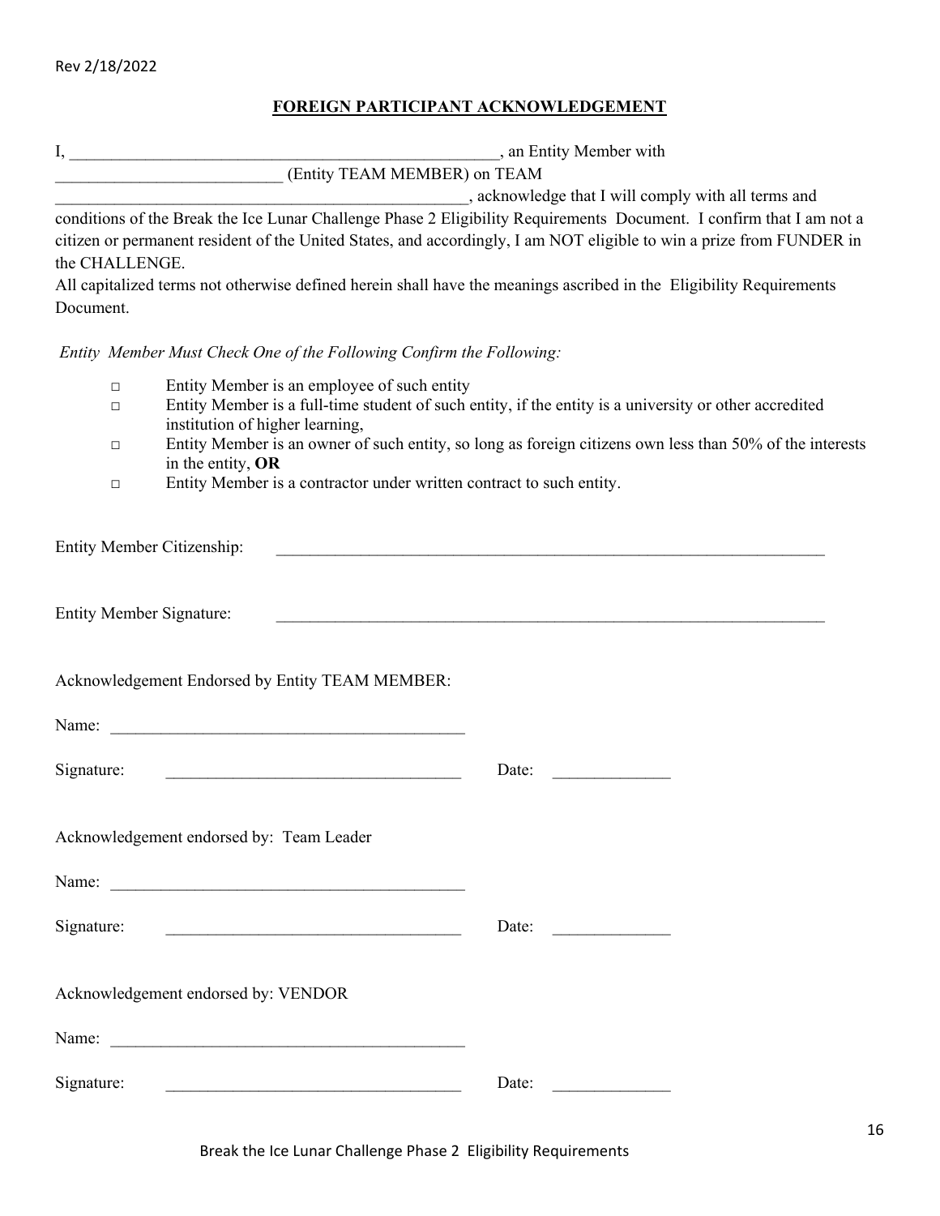Rev 2/18/2022

## FOREIGN PARTICIPANT ACKNOWLEDGEMENT

I, \_\_\_\_\_\_\_\_\_\_\_\_\_\_\_\_\_\_\_\_\_\_\_\_\_\_\_\_\_\_\_\_\_\_\_\_\_\_\_\_\_\_\_\_\_\_\_\_\_\_\_\_, an Entity Member with \_\_\_\_\_\_\_\_\_\_\_\_\_\_\_\_\_\_\_\_\_\_\_\_\_\_\_ (Entity TEAM MEMBER) on TEAM \_\_\_\_\_\_\_\_\_\_\_\_\_\_\_\_\_\_\_\_\_\_\_\_\_\_\_\_\_\_\_\_\_\_\_\_\_\_\_\_\_\_\_\_\_\_\_\_\_\_, acknowledge that I will comply with all terms and conditions of the Break the Ice Lunar Challenge Phase 2 Eligibility Requirements Document. I confirm that I am not a citizen or permanent resident of the United States, and accordingly, I am NOT eligible to win a prize from FUNDER in the CHALLENGE.

All capitalized terms not otherwise defined herein shall have the meanings ascribed in the Eligibility Requirements Document.

*Entity Member Must Check One of the Following Confirm the Following:*

- ☐ Entity Member is an employee of such entity
- ☐ Entity Member is a full-time student of such entity, if the entity is a university or other accredited institution of higher learning,
- ☐ Entity Member is an owner of such entity, so long as foreign citizens own less than 50% of the interests in the entity, **OR**
- ☐ Entity Member is a contractor under written contract to such entity.

Entity Member Citizenship: \_\_\_\_\_\_\_\_\_\_\_\_\_\_\_\_\_\_\_\_\_\_\_\_\_\_\_\_\_\_\_\_\_\_\_\_\_\_\_\_\_\_\_\_\_\_\_\_\_\_\_\_\_\_\_\_\_\_\_\_\_\_\_\_\_

Entity Member Signature: \_\_\_\_\_\_\_\_\_\_\_\_\_\_\_\_\_\_\_\_\_\_\_\_\_\_\_\_\_\_\_\_\_\_\_\_\_\_\_\_\_\_\_\_\_\_\_\_\_\_\_\_\_\_\_\_\_\_\_\_\_\_\_\_\_

Acknowledgement Endorsed by Entity TEAM MEMBER:

Name: \_\_\_\_\_\_\_\_\_\_\_\_\_\_\_\_\_\_\_\_\_\_\_\_\_\_\_\_\_\_\_\_\_\_\_\_\_\_\_\_\_\_\_

Signature: \_\_\_\_\_\_\_\_\_\_\_\_\_\_\_\_\_\_\_\_\_\_\_\_\_\_\_\_\_\_\_\_\_\_\_\_ Date: \_\_\_\_\_\_\_\_\_\_\_\_\_\_

Acknowledgement endorsed by: Team Leader

Name: \_\_\_\_\_\_\_\_\_\_\_\_\_\_\_\_\_\_\_\_\_\_\_\_\_\_\_\_\_\_\_\_\_\_\_\_\_\_\_\_\_\_\_

Signature: \_\_\_\_\_\_\_\_\_\_\_\_\_\_\_\_\_\_\_\_\_\_\_\_\_\_\_\_\_\_\_\_\_\_\_\_ Date: \_\_\_\_\_\_\_\_\_\_\_\_\_\_

Acknowledgement endorsed by: VENDOR

Name: \_\_\_\_\_\_\_\_\_\_\_\_\_\_\_\_\_\_\_\_\_\_\_\_\_\_\_\_\_\_\_\_\_\_\_\_\_\_\_\_\_\_\_

Signature: \_\_\_\_\_\_\_\_\_\_\_\_\_\_\_\_\_\_\_\_\_\_\_\_\_\_\_\_\_\_\_\_\_\_\_\_ Date: \_\_\_\_\_\_\_\_\_\_\_\_\_\_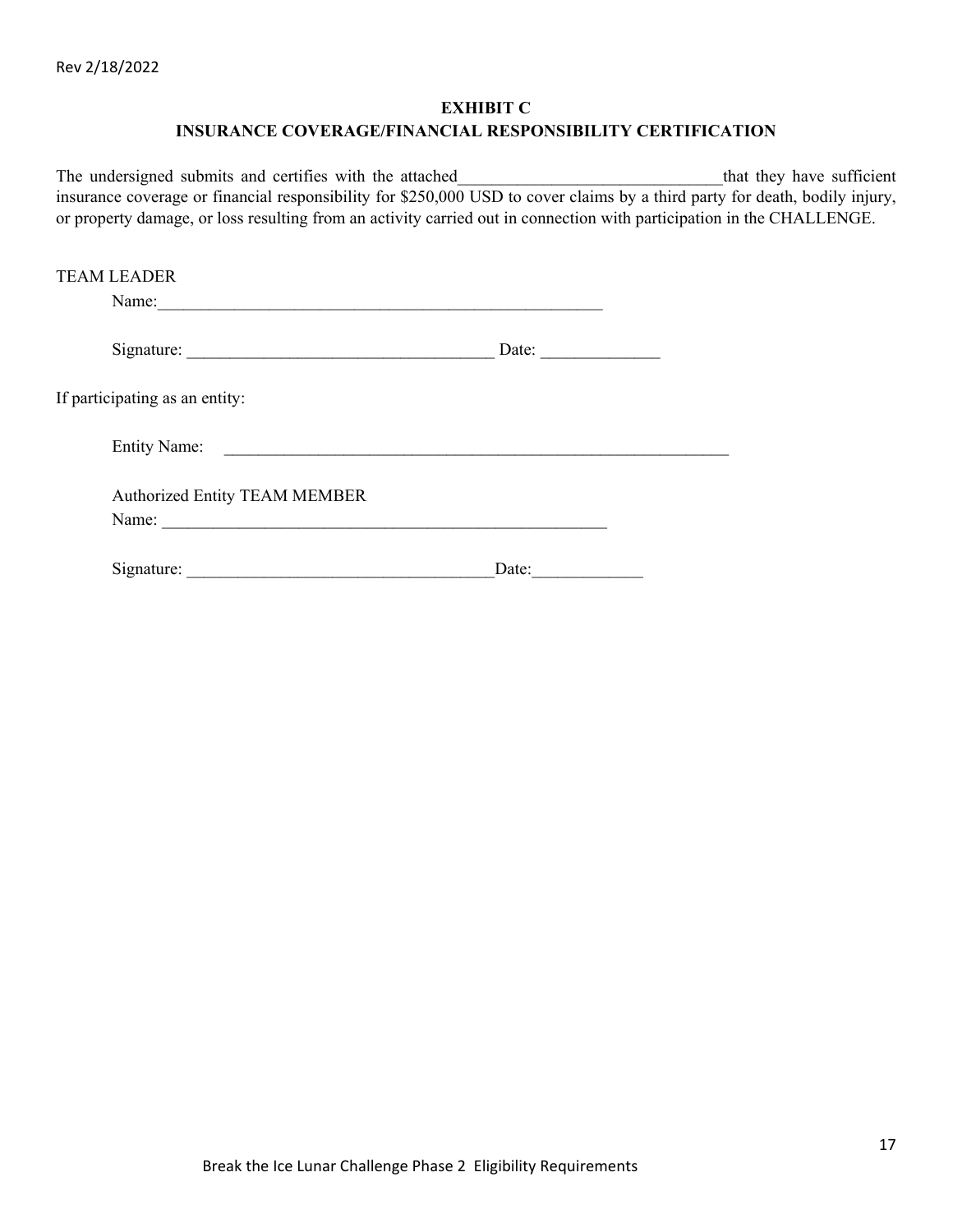## EXHIBIT C
## INSURANCE COVERAGE/FINANCIAL RESPONSIBILITY CERTIFICATION

The undersigned submits and certifies with the attached_______________________________that they have sufficient insurance coverage or financial responsibility for $250,000 USD to cover claims by a third party for death, bodily injury, or property damage, or loss resulting from an activity carried out in connection with participation in the CHALLENGE.

TEAM LEADER

Name:_____________________________________________________

Signature: ____________________________________ Date: ______________

If participating as an entity:

Entity Name: ______________________________________________________________

Authorized Entity TEAM MEMBER
Name: ____________________________________________________

Signature: ____________________________________Date:_____________